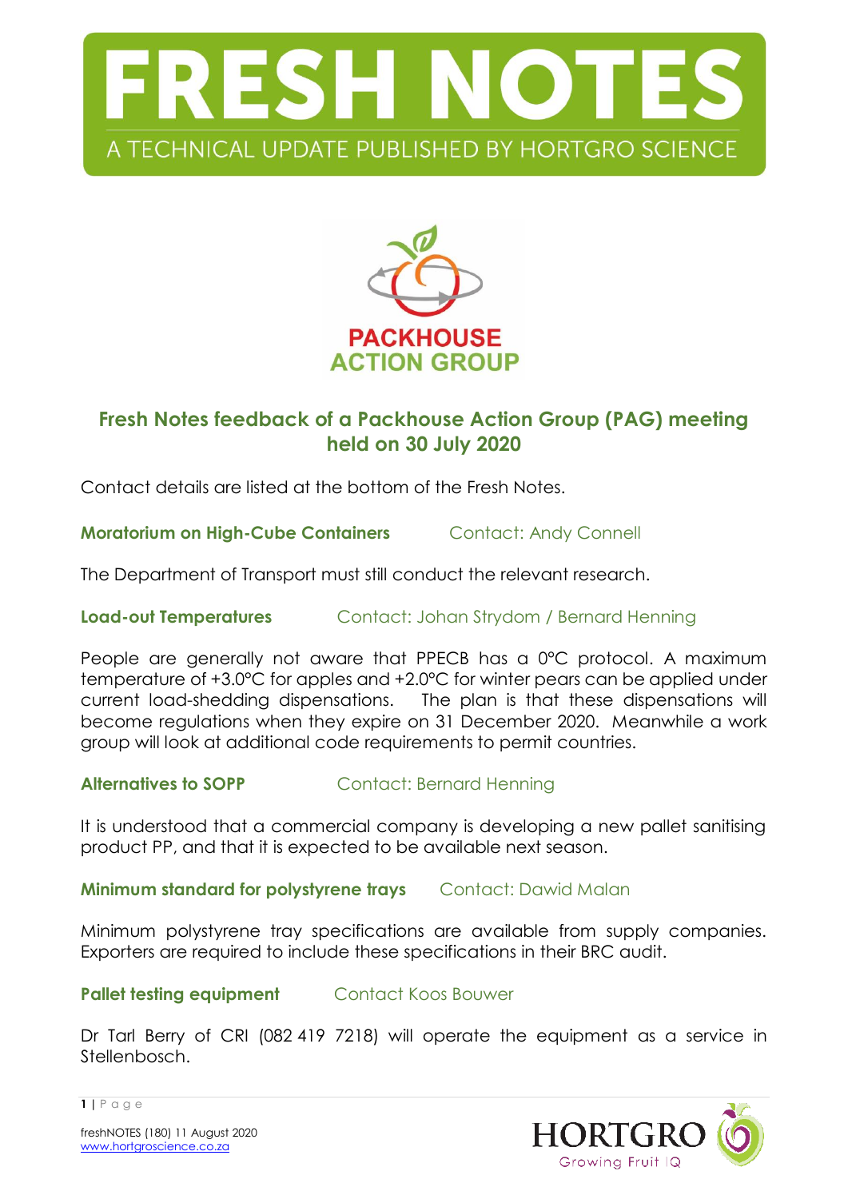# FRESH NOTES

A TECHNICAL UPDATE PUBLISHED BY HORTGRO SCIENCE

PACKHOUSE ACTION GROUP

## Fresh Notes feedback of a Packhouse Action Group (PAG) meeting held on 30 July 2020

Contact details are listed at the bottom of the Fresh Notes.

### Moratorium on High-Cube Containers — Contact: Andy Connell

The Department of Transport must still conduct the relevant research.

### Load-out Temperatures — Contact: Johan Strydom / Bernard Henning

People are generally not aware that PPECB has a 0°C protocol. A maximum temperature of +3.0°C for apples and +2.0°C for winter pears can be applied under current load-shedding dispensations. The plan is that these dispensations will become regulations when they expire on 31 December 2020. Meanwhile a work group will look at additional code requirements to permit countries.

### Alternatives to SOPP — Contact: Bernard Henning

It is understood that a commercial company is developing a new pallet sanitising product PP, and that it is expected to be available next season.

### Minimum standard for polystyrene trays — Contact: Dawid Malan

Minimum polystyrene tray specifications are available from supply companies. Exporters are required to include these specifications in their BRC audit.

### Pallet testing equipment — Contact Koos Bouwer

Dr Tarl Berry of CRI (082 419 7218) will operate the equipment as a service in Stellenbosch.

freshNOTES (180) 11 August 2020
www.hortgroscience.co.za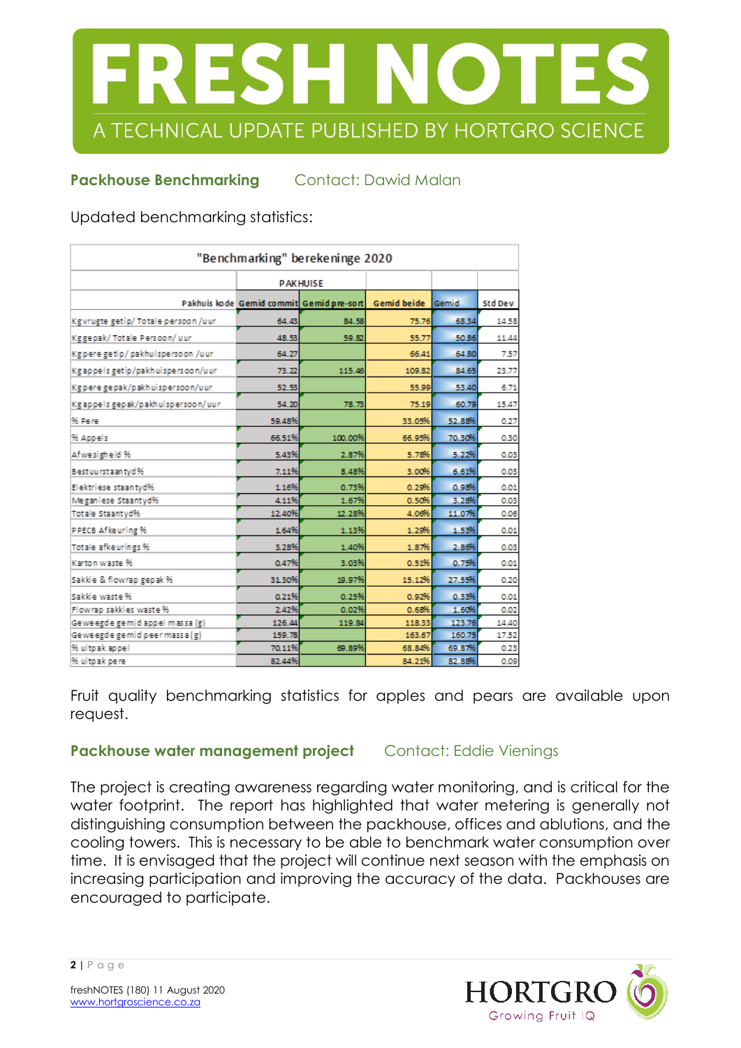# FRESH NOTES

A TECHNICAL UPDATE PUBLISHED BY HORTGRO SCIENCE

## Packhouse Benchmarking

Contact: Dawid Malan

Updated benchmarking statistics:

| "Benchmarking" berekeninge 2020 | | | | | |
|---|---|---|---|---|---|
| | PAKHUISE | | | | |
| Pakhuis kode | Gemid commit | Gemid pre-sort | Gemid beide | Gemid | Std Dev |
| Kg vrugte getip/ Totale persoon /uur | 64.43 | 84.58 | 75.76 | 68.34 | 14.58 |
| Kg gepak/ Totale Persoon/ uur | 48.53 | 59.82 | 55.77 | 50.86 | 11.44 |
| Kg pere getip/ pakhuispersoon /uur | 64.27 | | 66.41 | 64.80 | 7.57 |
| Kg appels getip/pakhuispersoon/uur | 73.22 | 115.46 | 109.82 | 84.65 | 23.77 |
| Kg pere gepak/pakhuispersoon/uur | 52.53 | | 55.99 | 53.40 | 6.71 |
| Kg appels gepak/pakhuispersoon/uur | 54.20 | 78.73 | 75.19 | 60.79 | 15.47 |
| % Pere | 59.48% | | 33.05% | 52.88% | 0.27 |
| % Appels | 66.51% | 100.00% | 66.95% | 70.30% | 0.30 |
| Afwesigheid % | 5.43% | 2.87% | 5.78% | 5.22% | 0.03 |
| Bestuurstaantyd% | 7.11% | 8.48% | 3.00% | 6.61% | 0.03 |
| Elektriese staantyd% | 1.16% | 0.73% | 0.29% | 0.98% | 0.01 |
| Meganiese Staantyd% | 4.11% | 1.67% | 0.50% | 3.28% | 0.03 |
| Totale Staantyd% | 12.40% | 12.28% | 4.06% | 11.07% | 0.06 |
| PPECB Afkeuring % | 1.64% | 1.13% | 1.29% | 1.53% | 0.01 |
| Totale afkeurings % | 3.28% | 1.40% | 1.87% | 2.86% | 0.03 |
| Karton waste % | 0.47% | 3.03% | 0.51% | 0.75% | 0.01 |
| Sakkie & flowrap gepak % | 31.30% | 19.97% | 15.12% | 27.55% | 0.20 |
| Sakkie waste % | 0.21% | 0.25% | 0.92% | 0.33% | 0.01 |
| Flowrap sakkies waste % | 2.42% | 0.02% | 0.68% | 1.60% | 0.02 |
| Geweegde gemid appel massa (g) | 126.44 | 119.84 | 118.33 | 123.76 | 14.40 |
| Geweegde gemid peer massa (g) | 159.78 | | 163.67 | 160.75 | 17.52 |
| % uitpak appel | 70.11% | 69.89% | 68.84% | 69.87% | 0.23 |
| % uitpak pere | 82.44% | | 84.21% | 82.88% | 0.09 |

Fruit quality benchmarking statistics for apples and pears are available upon request.

## Packhouse water management project

Contact: Eddie Vienings

The project is creating awareness regarding water monitoring, and is critical for the water footprint. The report has highlighted that water metering is generally not distinguishing consumption between the packhouse, offices and ablutions, and the cooling towers. This is necessary to be able to benchmark water consumption over time. It is envisaged that the project will continue next season with the emphasis on increasing participation and improving the accuracy of the data. Packhouses are encouraged to participate.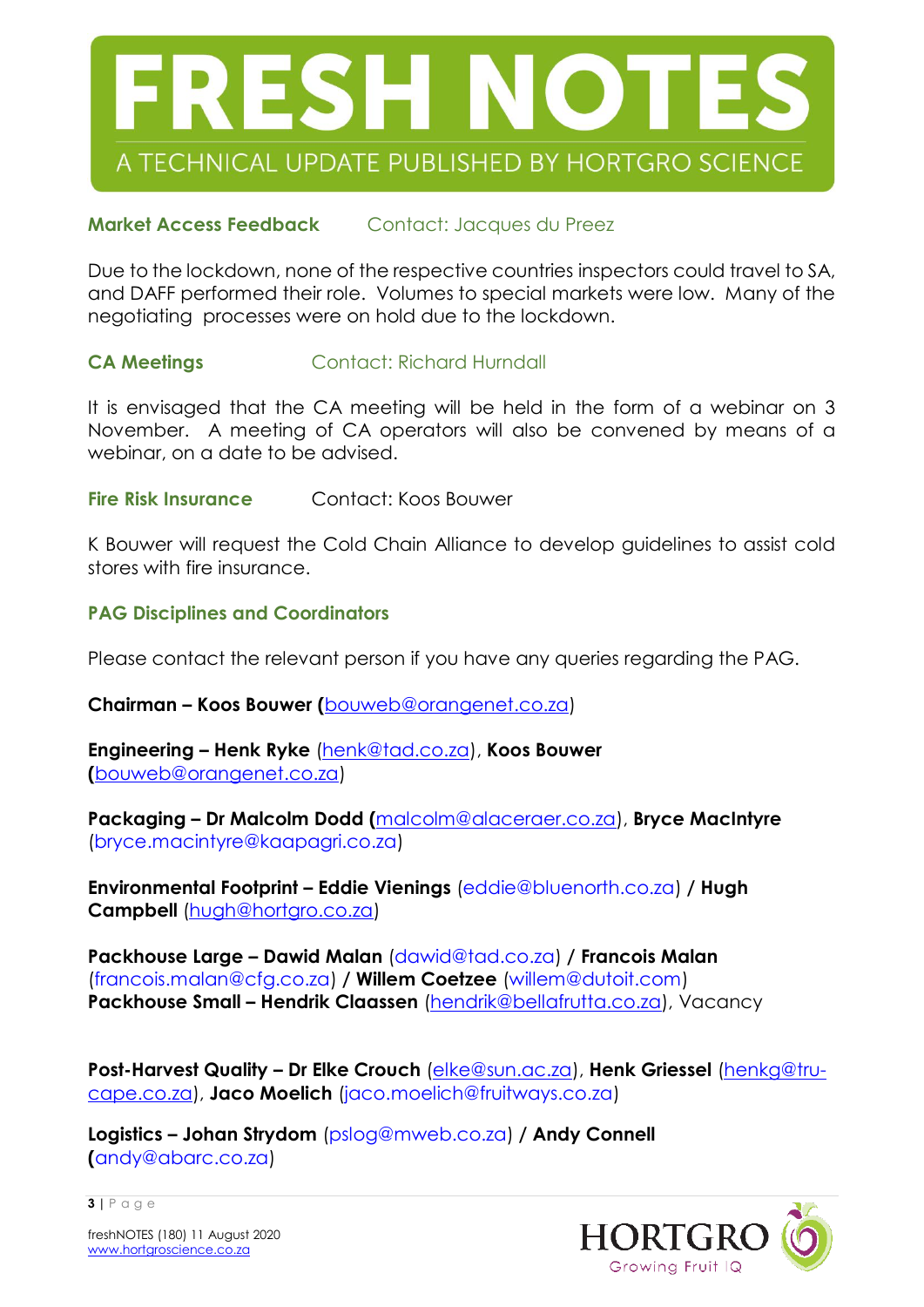# FRESH NOTES

A TECHNICAL UPDATE PUBLISHED BY HORTGRO SCIENCE

**Market Access Feedback** Contact: Jacques du Preez

Due to the lockdown, none of the respective countries inspectors could travel to SA, and DAFF performed their role. Volumes to special markets were low. Many of the negotiating processes were on hold due to the lockdown.

**CA Meetings** Contact: Richard Hurndall

It is envisaged that the CA meeting will be held in the form of a webinar on 3 November. A meeting of CA operators will also be convened by means of a webinar, on a date to be advised.

**Fire Risk Insurance** Contact: Koos Bouwer

K Bouwer will request the Cold Chain Alliance to develop guidelines to assist cold stores with fire insurance.

**PAG Disciplines and Coordinators**

Please contact the relevant person if you have any queries regarding the PAG.

**Chairman – Koos Bouwer (**bouweb@orangenet.co.za)

**Engineering – Henk Ryke** (henk@tad.co.za), **Koos Bouwer (**bouweb@orangenet.co.za)

**Packaging – Dr Malcolm Dodd (**malcolm@alaceraer.co.za), **Bryce MacIntyre** (bryce.macintyre@kaapagri.co.za)

**Environmental Footprint – Eddie Vienings** (eddie@bluenorth.co.za) **/ Hugh Campbell** (hugh@hortgro.co.za)

**Packhouse Large – Dawid Malan** (dawid@tad.co.za) **/ Francois Malan** (francois.malan@cfg.co.za) **/ Willem Coetzee** (willem@dutoit.com)
**Packhouse Small – Hendrik Claassen** (hendrik@bellafrutta.co.za), Vacancy

**Post-Harvest Quality – Dr Elke Crouch** (elke@sun.ac.za), **Henk Griessel** (henkg@tru-cape.co.za), **Jaco Moelich** (jaco.moelich@fruitways.co.za)

**Logistics – Johan Strydom** (pslog@mweb.co.za) **/ Andy Connell (**andy@abarc.co.za)

freshNOTES (180) 11 August 2020
www.hortgroscience.co.za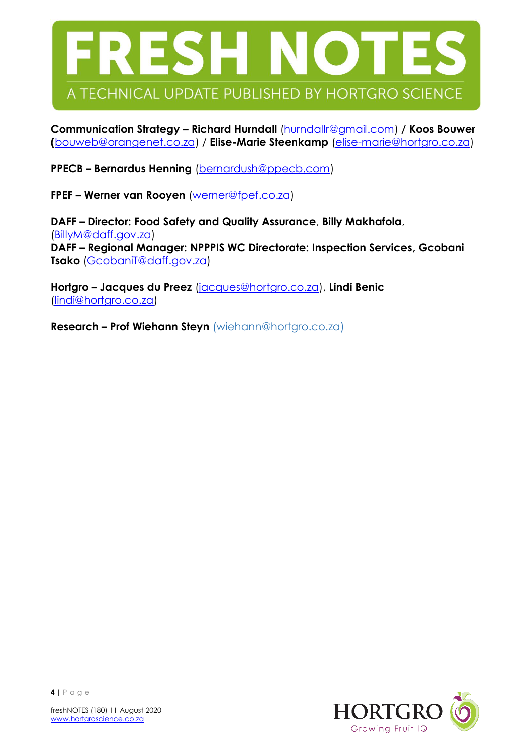**Communication Strategy – Richard Hurndall** (hurndallr@gmail.com) **/ Koos Bouwer (**bouweb@orangenet.co.za) / **Elise-Marie Steenkamp** (elise-marie@hortgro.co.za)

**PPECB – Bernardus Henning** (bernardush@ppecb.com)

**FPEF – Werner van Rooyen** (werner@fpef.co.za)

**DAFF – Director: Food Safety and Quality Assurance**, **Billy Makhafola**, (BillyM@daff.gov.za)
**DAFF – Regional Manager: NPPPIS WC Directorate: Inspection Services, Gcobani Tsako** (GcobaniT@daff.gov.za)

**Hortgro – Jacques du Preez** (jacques@hortgro.co.za), **Lindi Benic** (lindi@hortgro.co.za)

**Research – Prof Wiehann Steyn** (wiehann@hortgro.co.za)